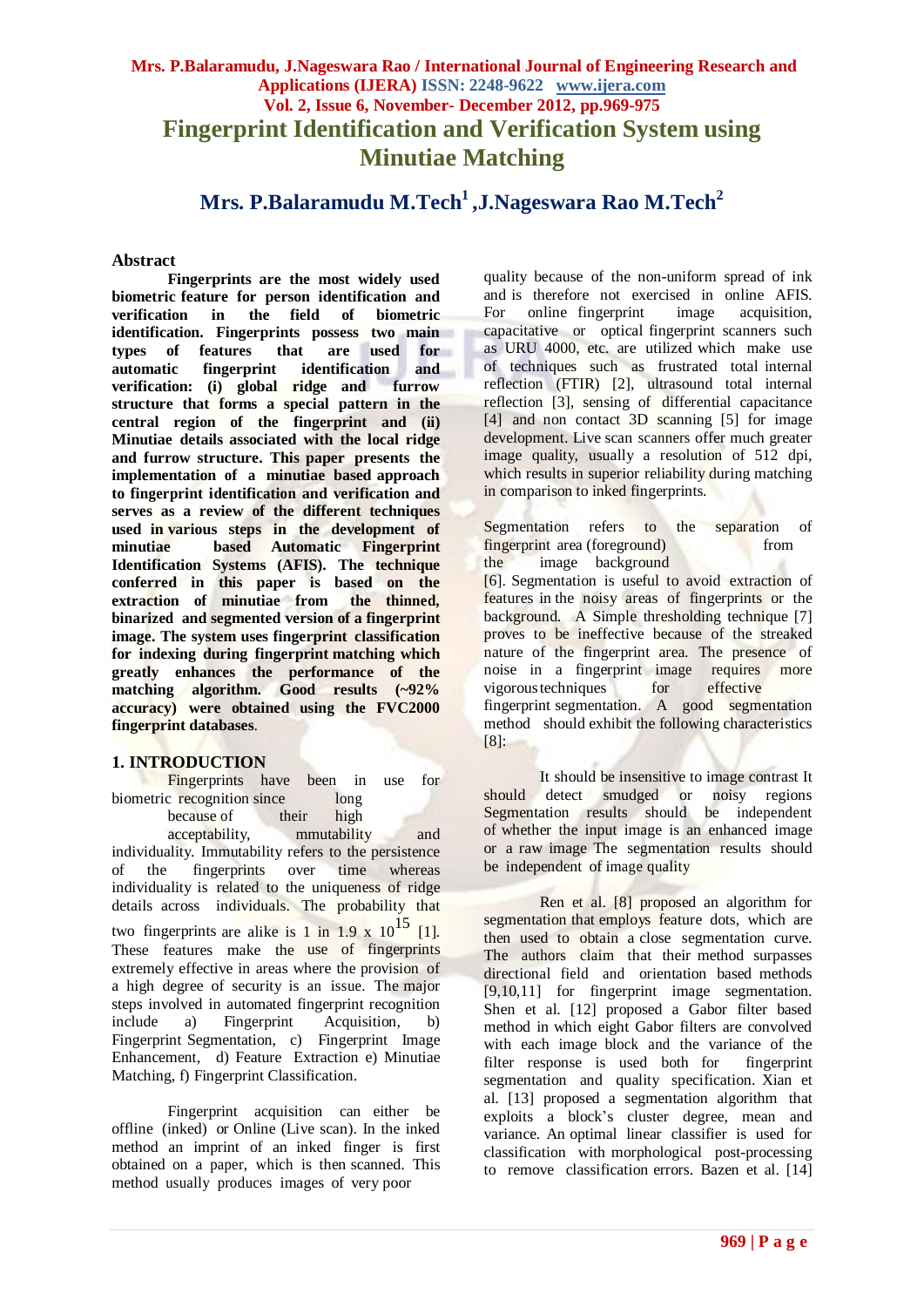# Fingerprint Identification and Verification System using Minutiae Matching

**Mrs. P.Balaramudu M.Tech[1], J.Nageswara Rao M.Tech[2]**

## Abstract

**Fingerprints are the most widely used biometric feature for person identification and verification in the field of biometric identification. Fingerprints possess two main types of features that are used for automatic fingerprint identification and verification: (i) global ridge and furrow structure that forms a special pattern in the central region of the fingerprint and (ii) Minutiae details associated with the local ridge and furrow structure. This paper presents the implementation of a minutiae based approach to fingerprint identification and verification and serves as a review of the different techniques used in various steps in the development of minutiae based Automatic Fingerprint Identification Systems (AFIS). The technique conferred in this paper is based on the extraction of minutiae from the thinned, binarized and segmented version of a fingerprint image. The system uses fingerprint classification for indexing during fingerprint matching which greatly enhances the performance of the matching algorithm. Good results (~92% accuracy) were obtained using the FVC2000 fingerprint databases**.

## 1. INTRODUCTION

Fingerprints have been in use for biometric recognition since long because of their high acceptability, mmutability and individuality. Immutability refers to the persistence of the fingerprints over time whereas individuality is related to the uniqueness of ridge details across individuals. The probability that two fingerprints are alike is 1 in 1.9 x $10^{15}$ [1]. These features make the use of fingerprints extremely effective in areas where the provision of a high degree of security is an issue. The major steps involved in automated fingerprint recognition include a) Fingerprint Acquisition, b) Fingerprint Segmentation, c) Fingerprint Image Enhancement, d) Feature Extraction e) Minutiae Matching, f) Fingerprint Classification.

Fingerprint acquisition can either be offline (inked) or Online (Live scan). In the inked method an imprint of an inked finger is first obtained on a paper, which is then scanned. This method usually produces images of very poor quality because of the non-uniform spread of ink and is therefore not exercised in online AFIS. For online fingerprint image acquisition, capacitative or optical fingerprint scanners such as URU 4000, etc. are utilized which make use of techniques such as frustrated total internal reflection (FTIR) [2], ultrasound total internal reflection [3], sensing of differential capacitance [4] and non contact 3D scanning [5] for image development. Live scan scanners offer much greater image quality, usually a resolution of 512 dpi, which results in superior reliability during matching in comparison to inked fingerprints.

Segmentation refers to the separation of fingerprint area (foreground) from the image background [6]. Segmentation is useful to avoid extraction of features in the noisy areas of fingerprints or the background. A Simple thresholding technique [7] proves to be ineffective because of the streaked nature of the fingerprint area. The presence of noise in a fingerprint image requires more vigorous techniques for effective fingerprint segmentation. A good segmentation method should exhibit the following characteristics [8]:

It should be insensitive to image contrast It should detect smudged or noisy regions Segmentation results should be independent of whether the input image is an enhanced image or a raw image The segmentation results should be independent of image quality

Ren et al. [8] proposed an algorithm for segmentation that employs feature dots, which are then used to obtain a close segmentation curve. The authors claim that their method surpasses directional field and orientation based methods [9,10,11] for fingerprint image segmentation. Shen et al. [12] proposed a Gabor filter based method in which eight Gabor filters are convolved with each image block and the variance of the filter response is used both for fingerprint segmentation and quality specification. Xian et al. [13] proposed a segmentation algorithm that exploits a block's cluster degree, mean and variance. An optimal linear classifier is used for classification with morphological post-processing to remove classification errors. Bazen et al. [14]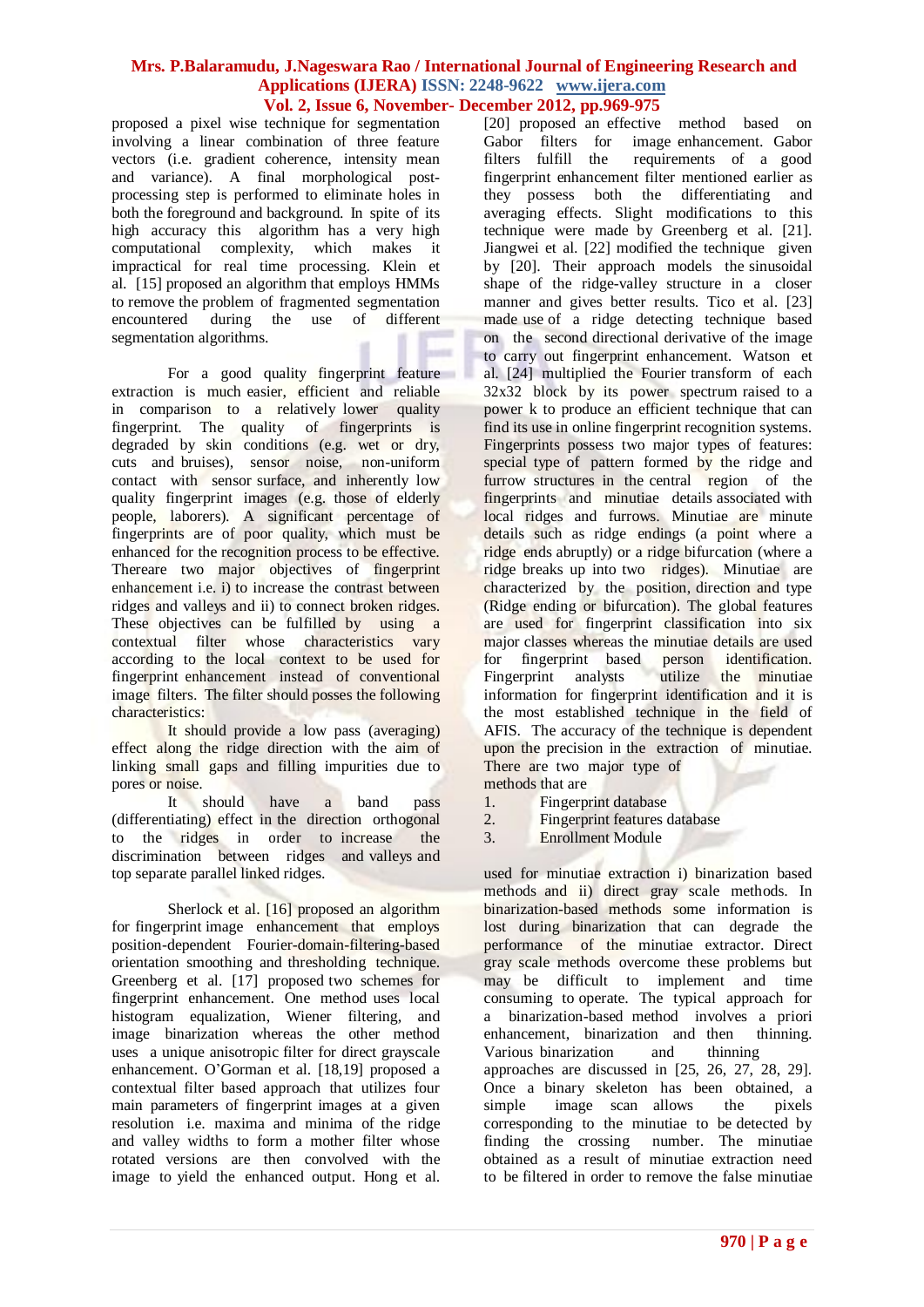proposed a pixel wise technique for segmentation involving a linear combination of three feature vectors (i.e. gradient coherence, intensity mean and variance). A final morphological post-processing step is performed to eliminate holes in both the foreground and background. In spite of its high accuracy this algorithm has a very high computational complexity, which makes it impractical for real time processing. Klein et al. [15] proposed an algorithm that employs HMMs to remove the problem of fragmented segmentation encountered during the use of different segmentation algorithms.

For a good quality fingerprint feature extraction is much easier, efficient and reliable in comparison to a relatively lower quality fingerprint. The quality of fingerprints is degraded by skin conditions (e.g. wet or dry, cuts and bruises), sensor noise, non-uniform contact with sensor surface, and inherently low quality fingerprint images (e.g. those of elderly people, laborers). A significant percentage of fingerprints are of poor quality, which must be enhanced for the recognition process to be effective. Thereare two major objectives of fingerprint enhancement i.e. i) to increase the contrast between ridges and valleys and ii) to connect broken ridges. These objectives can be fulfilled by using a contextual filter whose characteristics vary according to the local context to be used for fingerprint enhancement instead of conventional image filters. The filter should posses the following characteristics:

It should provide a low pass (averaging) effect along the ridge direction with the aim of linking small gaps and filling impurities due to pores or noise.

It should have a band pass (differentiating) effect in the direction orthogonal to the ridges in order to increase the discrimination between ridges and valleys and top separate parallel linked ridges.

Sherlock et al. [16] proposed an algorithm for fingerprint image enhancement that employs position-dependent Fourier-domain-filtering-based orientation smoothing and thresholding technique. Greenberg et al. [17] proposed two schemes for fingerprint enhancement. One method uses local histogram equalization, Wiener filtering, and image binarization whereas the other method uses a unique anisotropic filter for direct grayscale enhancement. O'Gorman et al. [18,19] proposed a contextual filter based approach that utilizes four main parameters of fingerprint images at a given resolution i.e. maxima and minima of the ridge and valley widths to form a mother filter whose rotated versions are then convolved with the image to yield the enhanced output. Hong et al. [20] proposed an effective method based on Gabor filters for image enhancement. Gabor filters fulfill the requirements of a good fingerprint enhancement filter mentioned earlier as they possess both the differentiating and averaging effects. Slight modifications to this technique were made by Greenberg et al. [21]. Jiangwei et al. [22] modified the technique given by [20]. Their approach models the sinusoidal shape of the ridge-valley structure in a closer manner and gives better results. Tico et al. [23] made use of a ridge detecting technique based on the second directional derivative of the image to carry out fingerprint enhancement. Watson et al. [24] multiplied the Fourier transform of each 32x32 block by its power spectrum raised to a power k to produce an efficient technique that can find its use in online fingerprint recognition systems. Fingerprints possess two major types of features: special type of pattern formed by the ridge and furrow structures in the central region of the fingerprints and minutiae details associated with local ridges and furrows. Minutiae are minute details such as ridge endings (a point where a ridge ends abruptly) or a ridge bifurcation (where a ridge breaks up into two ridges). Minutiae are characterized by the position, direction and type (Ridge ending or bifurcation). The global features are used for fingerprint classification into six major classes whereas the minutiae details are used for fingerprint based person identification. Fingerprint analysts utilize the minutiae information for fingerprint identification and it is the most established technique in the field of AFIS. The accuracy of the technique is dependent upon the precision in the extraction of minutiae. There are two major type of methods that are

1. Fingerprint database
2. Fingerprint features database
3. Enrollment Module

used for minutiae extraction i) binarization based methods and ii) direct gray scale methods. In binarization-based methods some information is lost during binarization that can degrade the performance of the minutiae extractor. Direct gray scale methods overcome these problems but may be difficult to implement and time consuming to operate. The typical approach for a binarization-based method involves a priori enhancement, binarization and then thinning. Various binarization and thinning approaches are discussed in [25, 26, 27, 28, 29]. Once a binary skeleton has been obtained, a simple image scan allows the pixels corresponding to the minutiae to be detected by finding the crossing number. The minutiae obtained as a result of minutiae extraction need to be filtered in order to remove the false minutiae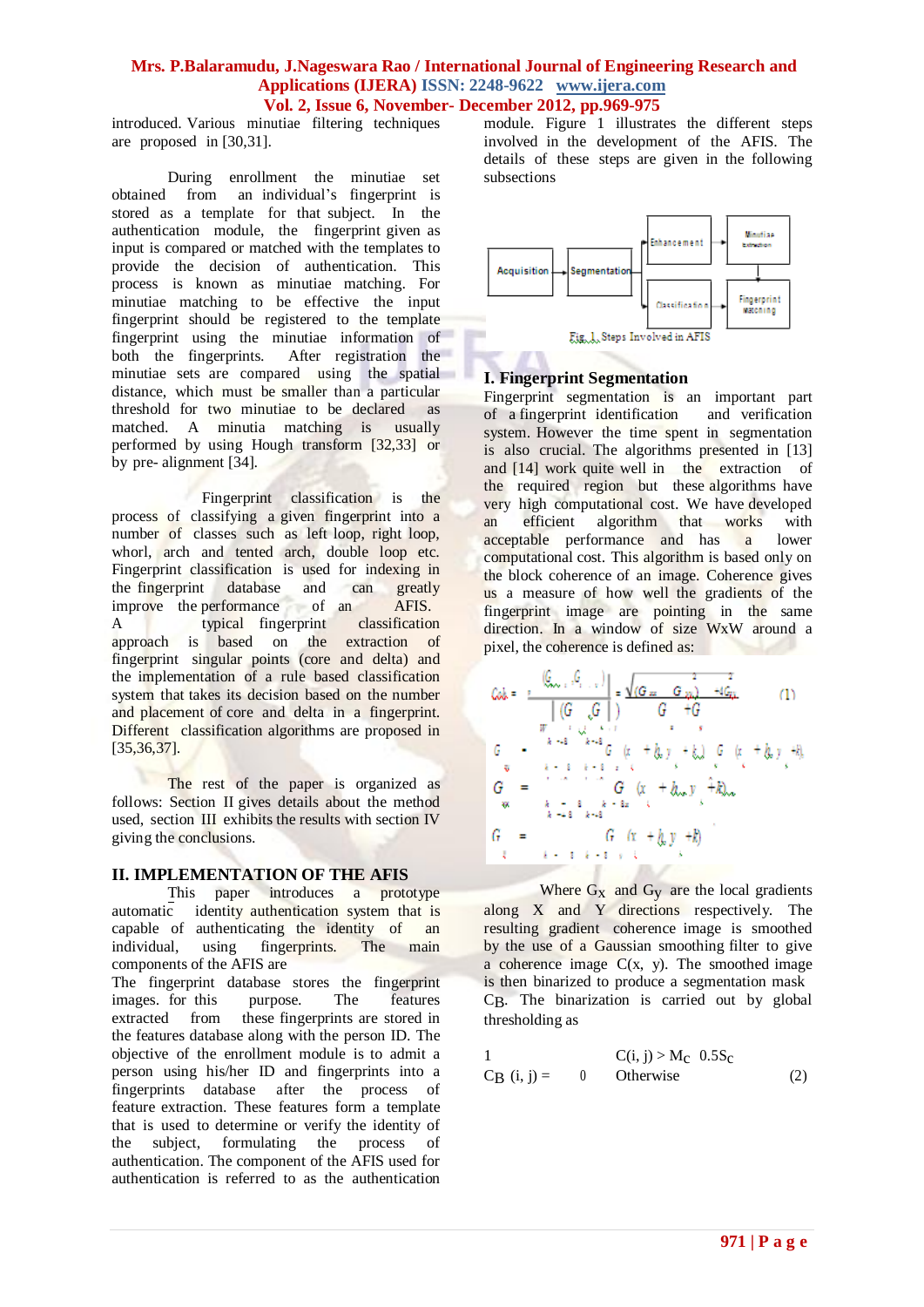introduced. Various minutiae filtering techniques are proposed in [30,31].

During enrollment the minutiae set obtained from an individual's fingerprint is stored as a template for that subject. In the authentication module, the fingerprint given as input is compared or matched with the templates to provide the decision of authentication. This process is known as minutiae matching. For minutiae matching to be effective the input fingerprint should be registered to the template fingerprint using the minutiae information of both the fingerprints. After registration the minutiae sets are compared using the spatial distance, which must be smaller than a particular threshold for two minutiae to be declared as matched. A minutia matching is usually performed by using Hough transform [32,33] or by pre- alignment [34].

Fingerprint classification is the process of classifying a given fingerprint into a number of classes such as left loop, right loop, whorl, arch and tented arch, double loop etc. Fingerprint classification is used for indexing in the fingerprint database and can greatly improve the performance of an AFIS. A typical fingerprint classification approach is based on the extraction of fingerprint singular points (core and delta) and the implementation of a rule based classification system that takes its decision based on the number and placement of core and delta in a fingerprint. Different classification algorithms are proposed in [35,36,37].

The rest of the paper is organized as follows: Section II gives details about the method used, section III exhibits the results with section IV giving the conclusions.

## II. IMPLEMENTATION OF THE AFIS

This paper introduces a prototype automatic identity authentication system that is capable of authenticating the identity of an individual, using fingerprints. The main components of the AFIS are

The fingerprint database stores the fingerprint images. for this purpose. The features extracted from these fingerprints are stored in the features database along with the person ID. The objective of the enrollment module is to admit a person using his/her ID and fingerprints into a fingerprints database after the process of feature extraction. These features form a template that is used to determine or verify the identity of the subject, formulating the process of authentication. The component of the AFIS used for authentication is referred to as the authentication module. Figure 1 illustrates the different steps involved in the development of the AFIS. The details of these steps are given in the following subsections

Acquisition → Segmentation → Enhancement → Minutiae Extraction; Segmentation → Classification → Fingerprint Matching

Fig. 1. Steps Involved in AFIS

### I. Fingerprint Segmentation

Fingerprint segmentation is an important part of a fingerprint identification and verification system. However the time spent in segmentation is also crucial. The algorithms presented in [13] and [14] work quite well in the extraction of the required region but these algorithms have very high computational cost. We have developed an efficient algorithm that works with acceptable performance and has a lower computational cost. This algorithm is based only on the block coherence of an image. Coherence gives us a measure of how well the gradients of the fingerprint image are pointing in the same direction. In a window of size WxW around a pixel, the coherence is defined as:

$$Coh = \frac{\left|\sum_W (G_{s,x}, G_{s,y})\right|}{\sum_W \left|(G_{s,x}, G_{s,y})\right|} = \frac{\sqrt{(G_{xx} - G_{yy})^2 + 4G_{xy}^2}}{G_{xx} + G_{yy}} \quad (1)$$

$$G_{xy} = \sum_{h=-8}^{8} \sum_{k=-8}^{8} G_x(x+h, y+k)\, G_y(x+h, y+k)$$

$$G_{xx} = \sum_{h=-8}^{8} \sum_{k=-8}^{8} G_x^2(x+h, y+k)$$

$$G_{yy} = \sum_{h=-8}^{8} \sum_{k=-8}^{8} G_y^2(x+h, y+k)$$

Where $G_x$ and $G_y$ are the local gradients along X and Y directions respectively. The resulting gradient coherence image is smoothed by the use of a Gaussian smoothing filter to give a coherence image C(x, y). The smoothed image is then binarized to produce a segmentation mask $C_B$. The binarization is carried out by global thresholding as

$$C_B(i,j) = \begin{cases} 1 & C(i,j) > M_C \quad 0.5S_C \\ 0 & \text{Otherwise} \end{cases} \quad (2)$$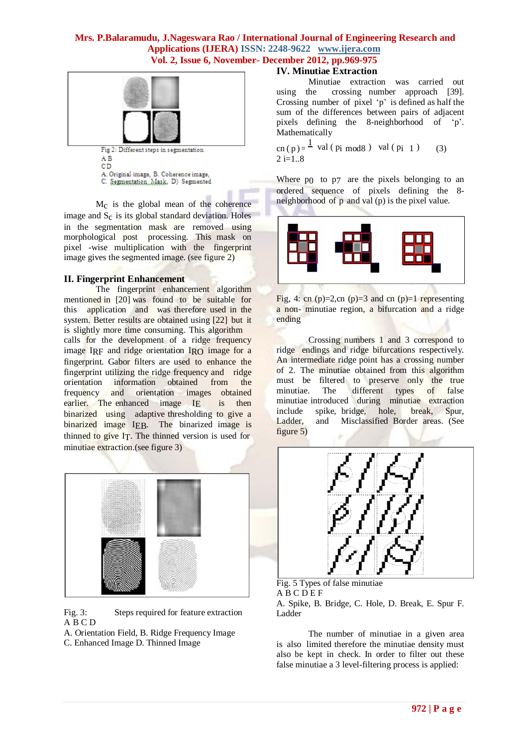Fig 2: Different steps in segmentation
A B
C D
A. Original image, B. Coherence image,
C. Segmentation Mask, D) Segmented

$M_C$ is the global mean of the coherence image and $S_C$ is its global standard deviation. Holes in the segmentation mask are removed using morphological post processing. This mask on pixel -wise multiplication with the fingerprint image gives the segmented image. (see figure 2)

## II. Fingerprint Enhancement

The fingerprint enhancement algorithm mentioned in [20] was found to be suitable for this application and was therefore used in the system. Better results are obtained using [22] but it is slightly more time consuming. This algorithm calls for the development of a ridge frequency image $I_{RF}$ and ridge orientation $I_{RO}$ image for a fingerprint. Gabor filters are used to enhance the fingerprint utilizing the ridge frequency and ridge orientation information obtained from the frequency and orientation images obtained earlier. The enhanced image $I_E$ is then binarized using adaptive thresholding to give a binarized image $I_{EB}$. The binarized image is thinned to give $I_T$. The thinned version is used for minutiae extraction.(see figure 3)

Fig. 3: Steps required for feature extraction
A B C D
A. Orientation Field, B. Ridge Frequency Image
C. Enhanced Image D. Thinned Image

## IV. Minutiae Extraction

Minutiae extraction was carried out using the crossing number approach [39]. Crossing number of pixel 'p' is defined as half the sum of the differences between pairs of adjacent pixels defining the 8-neighborhood of 'p'. Mathematically

$$cn(p) = \frac{1}{2} \sum_{i=1..8} |val(p_{i \bmod 8}) - val(p_{i-1})| \quad (3)$$

Where $p_0$ to $p_7$ are the pixels belonging to an ordered sequence of pixels defining the 8-neighborhood of p and val (p) is the pixel value.

Fig, 4: cn (p)=2,cn (p)=3 and cn (p)=1 representing a non- minutiae region, a bifurcation and a ridge ending

Crossing numbers 1 and 3 correspond to ridge endings and ridge bifurcations respectively. An intermediate ridge point has a crossing number of 2. The minutiae obtained from this algorithm must be filtered to preserve only the true minutiae. The different types of false minutiae introduced during minutiae extraction include spike, bridge, hole, break, Spur, Ladder, and Misclassified Border areas. (See figure 5)

Fig. 5 Types of false minutiae
A B C D E F
A. Spike, B. Bridge, C. Hole, D. Break, E. Spur F. Ladder

The number of minutiae in a given area is also limited therefore the minutiae density must also be kept in check. In order to filter out these false minutiae a 3 level-filtering process is applied: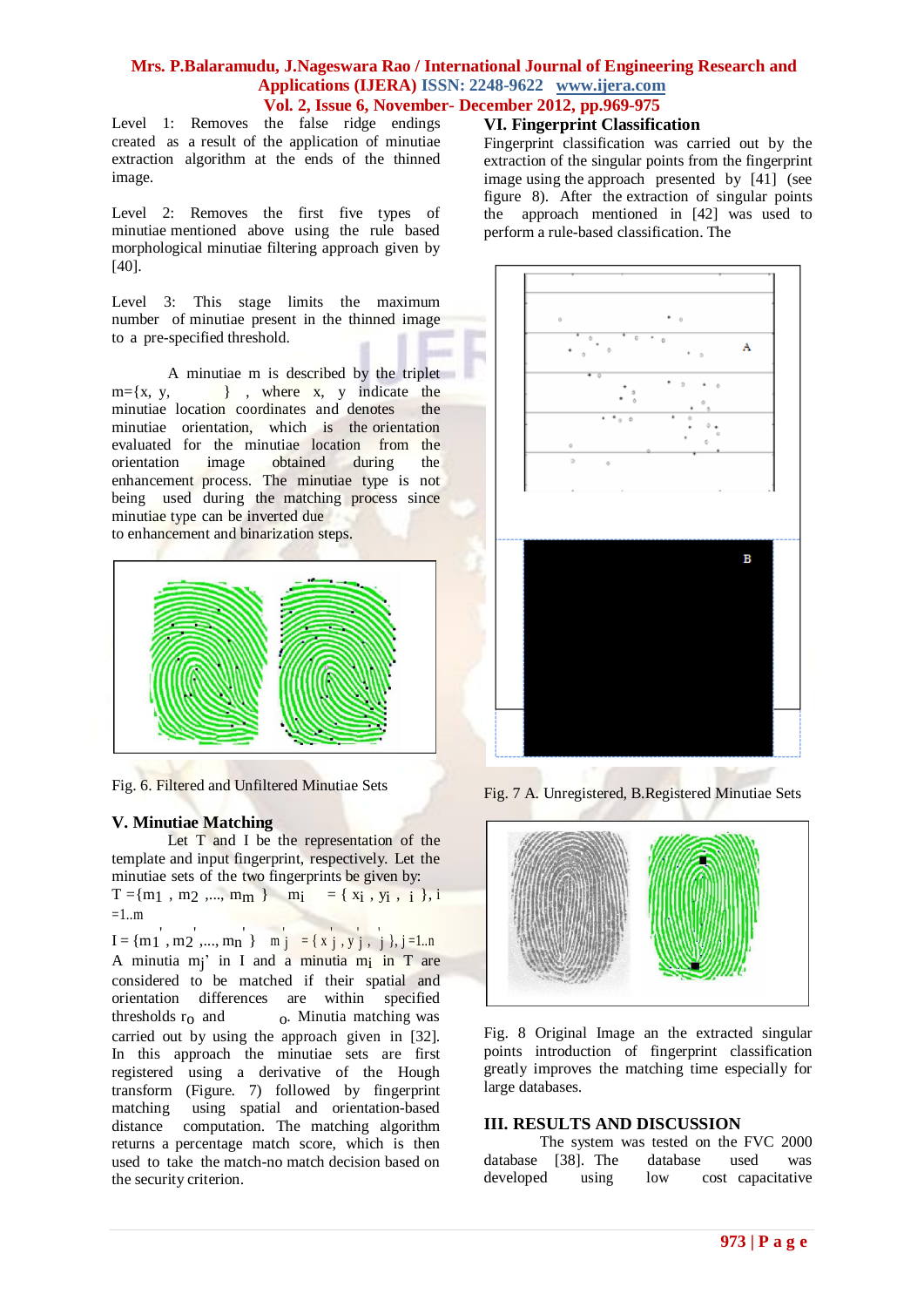Level 1: Removes the false ridge endings created as a result of the application of minutiae extraction algorithm at the ends of the thinned image.

Level 2: Removes the first five types of minutiae mentioned above using the rule based morphological minutiae filtering approach given by [40].

Level 3: This stage limits the maximum number of minutiae present in the thinned image to a pre-specified threshold.

A minutiae m is described by the triplet m={x, y, } , where x, y indicate the minutiae location coordinates and denotes the minutiae orientation, which is the orientation evaluated for the minutiae location from the orientation image obtained during the enhancement process. The minutiae type is not being used during the matching process since minutiae type can be inverted due to enhancement and binarization steps.

Fig. 6. Filtered and Unfiltered Minutiae Sets

## V. Minutiae Matching

Let T and I be the representation of the template and input fingerprint, respectively. Let the minutiae sets of the two fingerprints be given by:

$T = \{m_1, m_2, ..., m_m\}$ $m_i = \{x_i, y_i, \theta_i\}, i = 1..m$

$I = \{m_1', m_2', ..., m_n'\}$ $m_j' = \{x_j', y_j', \theta_j'\}, j = 1..n$

A minutia $m_j'$ in I and a minutia $m_i$ in T are considered to be matched if their spatial and orientation differences are within specified thresholds $r_0$ and $\theta_0$. Minutia matching was carried out by using the approach given in [32]. In this approach the minutiae sets are first registered using a derivative of the Hough transform (Figure. 7) followed by fingerprint matching using spatial and orientation-based distance computation. The matching algorithm returns a percentage match score, which is then used to take the match-no match decision based on the security criterion.

## VI. Fingerprint Classification

Fingerprint classification was carried out by the extraction of the singular points from the fingerprint image using the approach presented by [41] (see figure 8). After the extraction of singular points the approach mentioned in [42] was used to perform a rule-based classification. The

Fig. 7 A. Unregistered, B.Registered Minutiae Sets

Fig. 8 Original Image an the extracted singular points introduction of fingerprint classification greatly improves the matching time especially for large databases.

## III. RESULTS AND DISCUSSION

The system was tested on the FVC 2000 database [38]. The database used was developed using low cost capacitative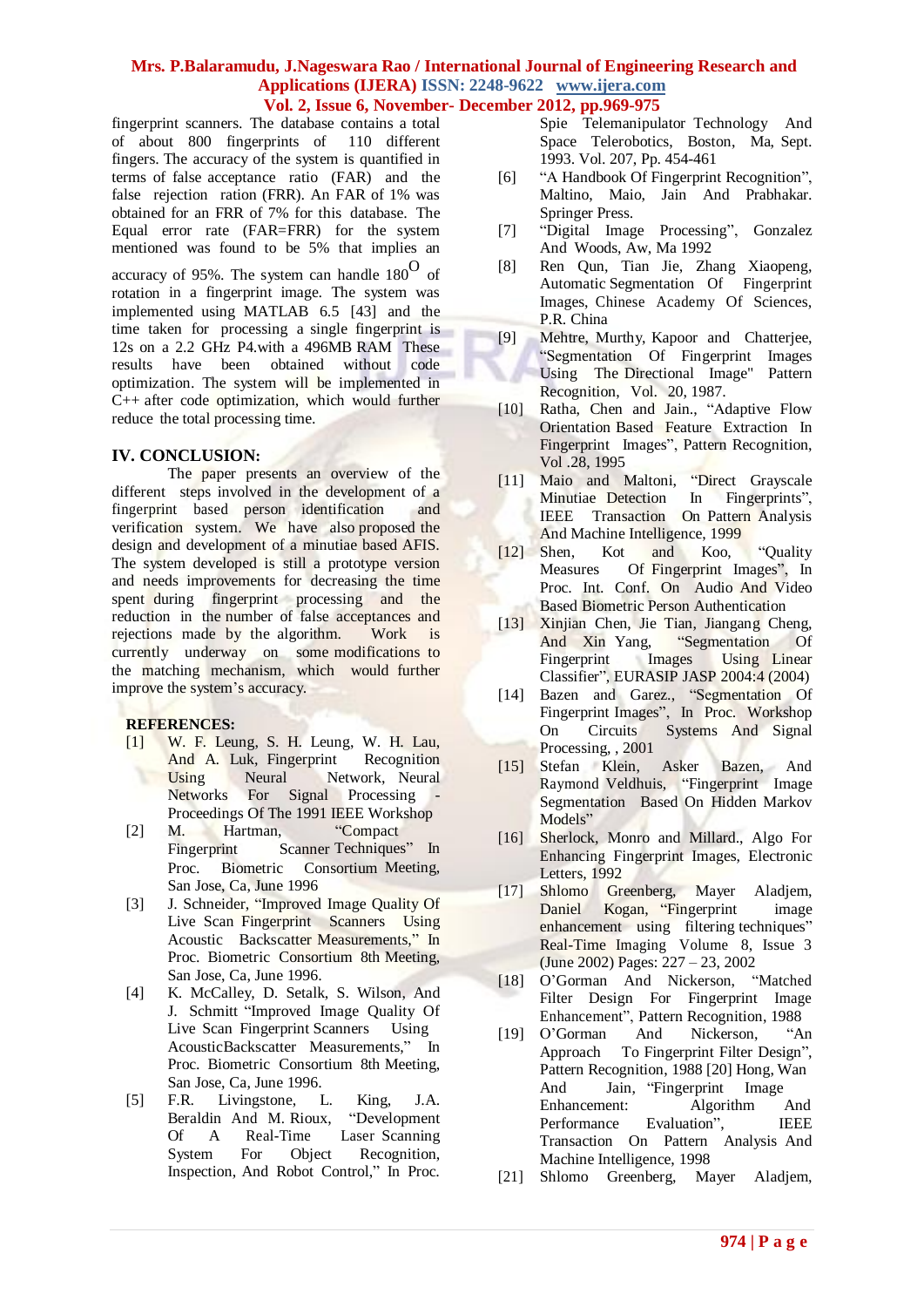fingerprint scanners. The database contains a total of about 800 fingerprints of 110 different fingers. The accuracy of the system is quantified in terms of false acceptance ratio (FAR) and the false rejection ration (FRR). An FAR of 1% was obtained for an FRR of 7% for this database. The Equal error rate (FAR=FRR) for the system mentioned was found to be 5% that implies an accuracy of 95%. The system can handle $180^{O}$ of rotation in a fingerprint image. The system was implemented using MATLAB 6.5 [43] and the time taken for processing a single fingerprint is 12s on a 2.2 GHz P4.with a 496MB RAM These results have been obtained without code optimization. The system will be implemented in C++ after code optimization, which would further reduce the total processing time.

## IV. CONCLUSION:

The paper presents an overview of the different steps involved in the development of a fingerprint based person identification and verification system. We have also proposed the design and development of a minutiae based AFIS. The system developed is still a prototype version and needs improvements for decreasing the time spent during fingerprint processing and the reduction in the number of false acceptances and rejections made by the algorithm. Work is currently underway on some modifications to the matching mechanism, which would further improve the system's accuracy.

### REFERENCES:

[1] W. F. Leung, S. H. Leung, W. H. Lau, And A. Luk, Fingerprint Recognition Using Neural Network, Neural Networks For Signal Processing - Proceedings Of The 1991 IEEE Workshop

[2] M. Hartman, "Compact Fingerprint Scanner Techniques" In Proc. Biometric Consortium Meeting, San Jose, Ca, June 1996

[3] J. Schneider, "Improved Image Quality Of Live Scan Fingerprint Scanners Using Acoustic Backscatter Measurements," In Proc. Biometric Consortium 8th Meeting, San Jose, Ca, June 1996.

[4] K. McCalley, D. Setalk, S. Wilson, And J. Schmitt "Improved Image Quality Of Live Scan Fingerprint Scanners Using AcousticBackscatter Measurements," In Proc. Biometric Consortium 8th Meeting, San Jose, Ca, June 1996.

[5] F.R. Livingstone, L. King, J.A. Beraldin And M. Rioux, "Development Of A Real-Time Laser Scanning System For Object Recognition, Inspection, And Robot Control," In Proc. Spie Telemanipulator Technology And Space Telerobotics, Boston, Ma, Sept. 1993. Vol. 207, Pp. 454-461

[6] "A Handbook Of Fingerprint Recognition", Maltino, Maio, Jain And Prabhakar. Springer Press.

[7] "Digital Image Processing", Gonzalez And Woods, Aw, Ma 1992

[8] Ren Qun, Tian Jie, Zhang Xiaopeng, Automatic Segmentation Of Fingerprint Images, Chinese Academy Of Sciences, P.R. China

[9] Mehtre, Murthy, Kapoor and Chatterjee, "Segmentation Of Fingerprint Images Using The Directional Image" Pattern Recognition, Vol. 20, 1987.

[10] Ratha, Chen and Jain., "Adaptive Flow Orientation Based Feature Extraction In Fingerprint Images", Pattern Recognition, Vol .28, 1995

[11] Maio and Maltoni, "Direct Grayscale Minutiae Detection In Fingerprints", IEEE Transaction On Pattern Analysis And Machine Intelligence, 1999

[12] Shen, Kot and Koo, "Quality Measures Of Fingerprint Images", In Proc. Int. Conf. On Audio And Video Based Biometric Person Authentication

[13] Xinjian Chen, Jie Tian, Jiangang Cheng, And Xin Yang, "Segmentation Of Fingerprint Images Using Linear Classifier", EURASIP JASP 2004:4 (2004)

[14] Bazen and Garez., "Segmentation Of Fingerprint Images", In Proc. Workshop On Circuits Systems And Signal Processing, , 2001

[15] Stefan Klein, Asker Bazen, And Raymond Veldhuis, "Fingerprint Image Segmentation Based On Hidden Markov Models"

[16] Sherlock, Monro and Millard., Algo For Enhancing Fingerprint Images, Electronic Letters, 1992

[17] Shlomo Greenberg, Mayer Aladjem, Daniel Kogan, "Fingerprint image enhancement using filtering techniques" Real-Time Imaging Volume 8, Issue 3 (June 2002) Pages: 227 – 23, 2002

[18] O'Gorman And Nickerson, "Matched Filter Design For Fingerprint Image Enhancement", Pattern Recognition, 1988

[19] O'Gorman And Nickerson, "An Approach To Fingerprint Filter Design", Pattern Recognition, 1988 [20] Hong, Wan And Jain, "Fingerprint Image Enhancement: Algorithm And Performance Evaluation", IEEE Transaction On Pattern Analysis And Machine Intelligence, 1998

[21] Shlomo Greenberg, Mayer Aladjem,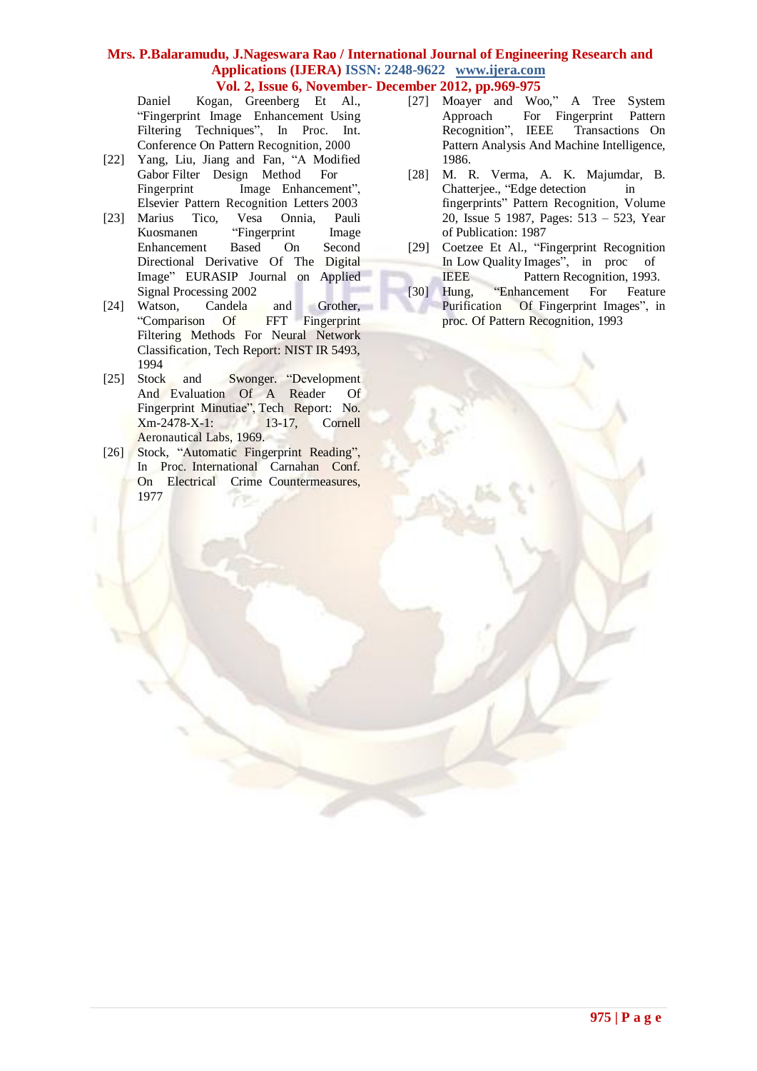Daniel Kogan, Greenberg Et Al., "Fingerprint Image Enhancement Using Filtering Techniques", In Proc. Int. Conference On Pattern Recognition, 2000

[22] Yang, Liu, Jiang and Fan, "A Modified Gabor Filter Design Method For Fingerprint Image Enhancement", Elsevier Pattern Recognition Letters 2003

[23] Marius Tico, Vesa Onnia, Pauli Kuosmanen "Fingerprint Image Enhancement Based On Second Directional Derivative Of The Digital Image" EURASIP Journal on Applied Signal Processing 2002

[24] Watson, Candela and Grother, "Comparison Of FFT Fingerprint Filtering Methods For Neural Network Classification, Tech Report: NIST IR 5493, 1994

[25] Stock and Swonger. "Development And Evaluation Of A Reader Of Fingerprint Minutiae", Tech Report: No. Xm-2478-X-1: 13-17, Cornell Aeronautical Labs, 1969.

[26] Stock, "Automatic Fingerprint Reading", In Proc. International Carnahan Conf. On Electrical Crime Countermeasures, 1977

[27] Moayer and Woo," A Tree System Approach For Fingerprint Pattern Recognition", IEEE Transactions On Pattern Analysis And Machine Intelligence, 1986.

[28] M. R. Verma, A. K. Majumdar, B. Chatterjee., "Edge detection in fingerprints" Pattern Recognition, Volume 20, Issue 5 1987, Pages: 513 – 523, Year of Publication: 1987

[29] Coetzee Et Al., "Fingerprint Recognition In Low Quality Images", in proc of IEEE Pattern Recognition, 1993.

[30] Hung, "Enhancement For Feature Purification Of Fingerprint Images", in proc. Of Pattern Recognition, 1993